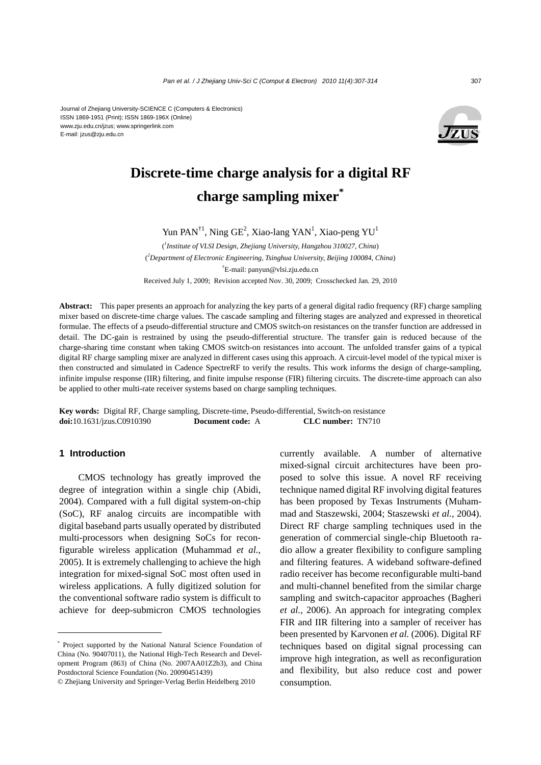Journal of Zhejiang University-SCIENCE C (Computers & Electronics)
ISSN 1869-1951 (Print); ISSN 1869-196X (Online)
www.zju.edu.cn/jzus; www.springerlink.com
E-mail: jzus@zju.edu.cn

# Discrete-time charge analysis for a digital RF charge sampling mixer*

Yun PAN[†1], Ning GE[2], Xiao-lang YAN[1], Xiao-peng YU[1]

([1]*Institute of VLSI Design, Zhejiang University, Hangzhou 310027, China*)

([2]*Department of Electronic Engineering, Tsinghua University, Beijing 100084, China*)

[†]E-mail: panyun@vlsi.zju.edu.cn

Received July 1, 2009; Revision accepted Nov. 30, 2009; Crosschecked Jan. 29, 2010

**Abstract:** This paper presents an approach for analyzing the key parts of a general digital radio frequency (RF) charge sampling mixer based on discrete-time charge values. The cascade sampling and filtering stages are analyzed and expressed in theoretical formulae. The effects of a pseudo-differential structure and CMOS switch-on resistances on the transfer function are addressed in detail. The DC-gain is restrained by using the pseudo-differential structure. The transfer gain is reduced because of the charge-sharing time constant when taking CMOS switch-on resistances into account. The unfolded transfer gains of a typical digital RF charge sampling mixer are analyzed in different cases using this approach. A circuit-level model of the typical mixer is then constructed and simulated in Cadence SpectreRF to verify the results. This work informs the design of charge-sampling, infinite impulse response (IIR) filtering, and finite impulse response (FIR) filtering circuits. The discrete-time approach can also be applied to other multi-rate receiver systems based on charge sampling techniques.

**Key words:** Digital RF, Charge sampling, Discrete-time, Pseudo-differential, Switch-on resistance
**doi:**10.1631/jzus.C0910390 **Document code:** A **CLC number:** TN710

## 1 Introduction

CMOS technology has greatly improved the degree of integration within a single chip (Abidi, 2004). Compared with a full digital system-on-chip (SoC), RF analog circuits are incompatible with digital baseband parts usually operated by distributed multi-processors when designing SoCs for reconfigurable wireless application (Muhammad *et al.*, 2005). It is extremely challenging to achieve the high integration for mixed-signal SoC most often used in wireless applications. A fully digitized solution for the conventional software radio system is difficult to achieve for deep-submicron CMOS technologies currently available. A number of alternative mixed-signal circuit architectures have been proposed to solve this issue. A novel RF receiving technique named digital RF involving digital features has been proposed by Texas Instruments (Muhammad and Staszewski, 2004; Staszewski *et al.*, 2004). Direct RF charge sampling techniques used in the generation of commercial single-chip Bluetooth radio allow a greater flexibility to configure sampling and filtering features. A wideband software-defined radio receiver has become reconfigurable multi-band and multi-channel benefited from the similar charge sampling and switch-capacitor approaches (Bagheri *et al.*, 2006). An approach for integrating complex FIR and IIR filtering into a sampler of receiver has been presented by Karvonen *et al.* (2006). Digital RF techniques based on digital signal processing can improve high integration, as well as reconfiguration and flexibility, but also reduce cost and power consumption.

---

\* Project supported by the National Natural Science Foundation of China (No. 90407011), the National High-Tech Research and Development Program (863) of China (No. 2007AA01Z2b3), and China Postdoctoral Science Foundation (No. 20090451439)

© Zhejiang University and Springer-Verlag Berlin Heidelberg 2010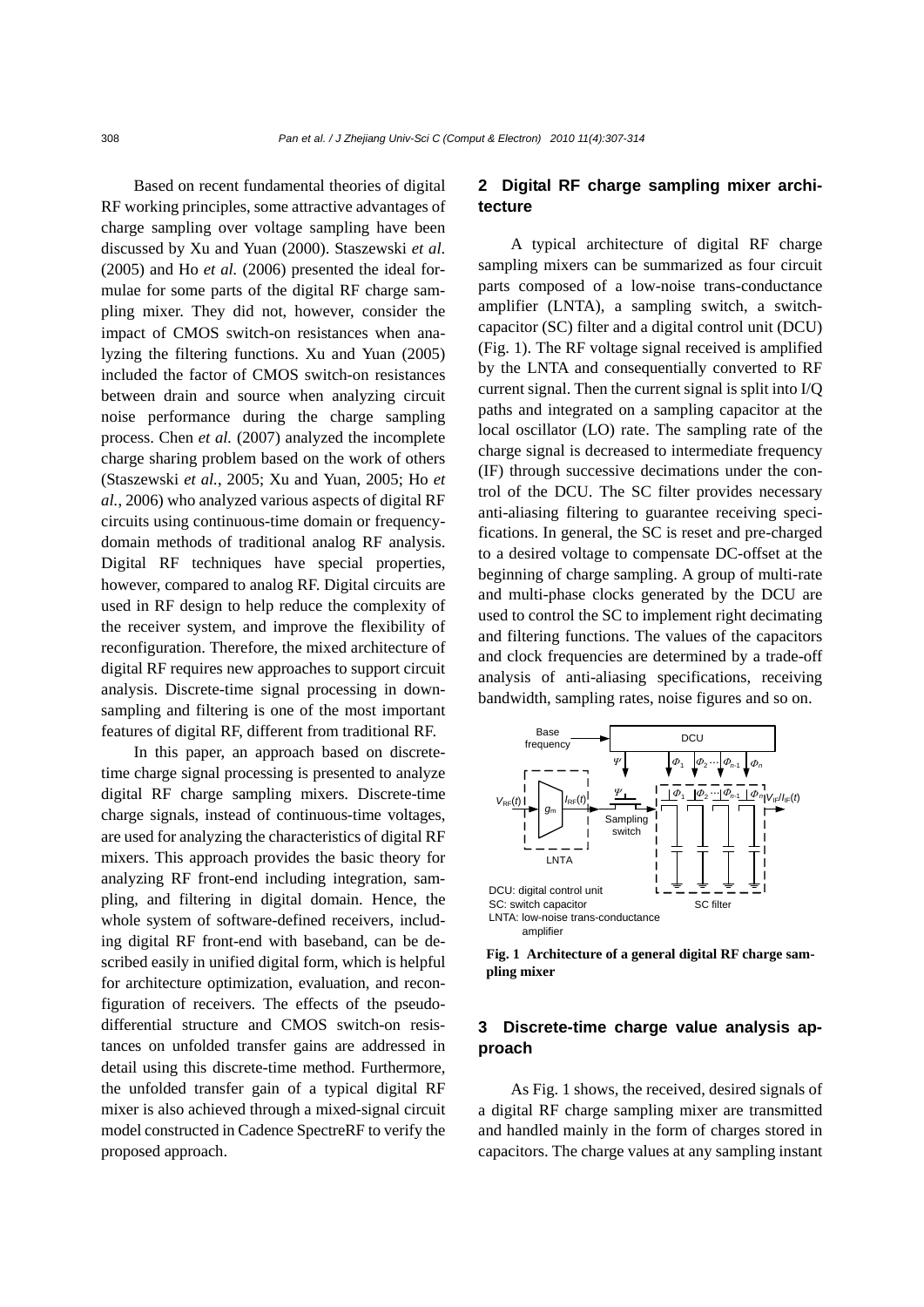Based on recent fundamental theories of digital RF working principles, some attractive advantages of charge sampling over voltage sampling have been discussed by Xu and Yuan (2000). Staszewski *et al.* (2005) and Ho *et al.* (2006) presented the ideal formulae for some parts of the digital RF charge sampling mixer. They did not, however, consider the impact of CMOS switch-on resistances when analyzing the filtering functions. Xu and Yuan (2005) included the factor of CMOS switch-on resistances between drain and source when analyzing circuit noise performance during the charge sampling process. Chen *et al.* (2007) analyzed the incomplete charge sharing problem based on the work of others (Staszewski *et al.*, 2005; Xu and Yuan, 2005; Ho *et al.*, 2006) who analyzed various aspects of digital RF circuits using continuous-time domain or frequency-domain methods of traditional analog RF analysis. Digital RF techniques have special properties, however, compared to analog RF. Digital circuits are used in RF design to help reduce the complexity of the receiver system, and improve the flexibility of reconfiguration. Therefore, the mixed architecture of digital RF requires new approaches to support circuit analysis. Discrete-time signal processing in down-sampling and filtering is one of the most important features of digital RF, different from traditional RF.

In this paper, an approach based on discrete-time charge signal processing is presented to analyze digital RF charge sampling mixers. Discrete-time charge signals, instead of continuous-time voltages, are used for analyzing the characteristics of digital RF mixers. This approach provides the basic theory for analyzing RF front-end including integration, sampling, and filtering in digital domain. Hence, the whole system of software-defined receivers, including digital RF front-end with baseband, can be described easily in unified digital form, which is helpful for architecture optimization, evaluation, and reconfiguration of receivers. The effects of the pseudo-differential structure and CMOS switch-on resistances on unfolded transfer gains are addressed in detail using this discrete-time method. Furthermore, the unfolded transfer gain of a typical digital RF mixer is also achieved through a mixed-signal circuit model constructed in Cadence SpectreRF to verify the proposed approach.

## 2 Digital RF charge sampling mixer architecture

A typical architecture of digital RF charge sampling mixers can be summarized as four circuit parts composed of a low-noise trans-conductance amplifier (LNTA), a sampling switch, a switch-capacitor (SC) filter and a digital control unit (DCU) (Fig. 1). The RF voltage signal received is amplified by the LNTA and consequentially converted to RF current signal. Then the current signal is split into I/Q paths and integrated on a sampling capacitor at the local oscillator (LO) rate. The sampling rate of the charge signal is decreased to intermediate frequency (IF) through successive decimations under the control of the DCU. The SC filter provides necessary anti-aliasing filtering to guarantee receiving specifications. In general, the SC is reset and pre-charged to a desired voltage to compensate DC-offset at the beginning of charge sampling. A group of multi-rate and multi-phase clocks generated by the DCU are used to control the SC to implement right decimating and filtering functions. The values of the capacitors and clock frequencies are determined by a trade-off analysis of anti-aliasing specifications, receiving bandwidth, sampling rates, noise figures and so on.

Base frequency | DCU | $\Psi$ | $\Phi_1$ $\Phi_2 \cdots \Phi_{n-1}$ $\Phi_n$ | $V_{RF}(t)$ | $g_m$ | $I_{RF}(t)$ | Sampling switch | $V_{IF}/I_{IF}(t)$ | LNTA | SC filter

DCU: digital control unit
SC: switch capacitor
LNTA: low-noise trans-conductance amplifier

**Fig. 1 Architecture of a general digital RF charge sampling mixer**

## 3 Discrete-time charge value analysis approach

As Fig. 1 shows, the received, desired signals of a digital RF charge sampling mixer are transmitted and handled mainly in the form of charges stored in capacitors. The charge values at any sampling instant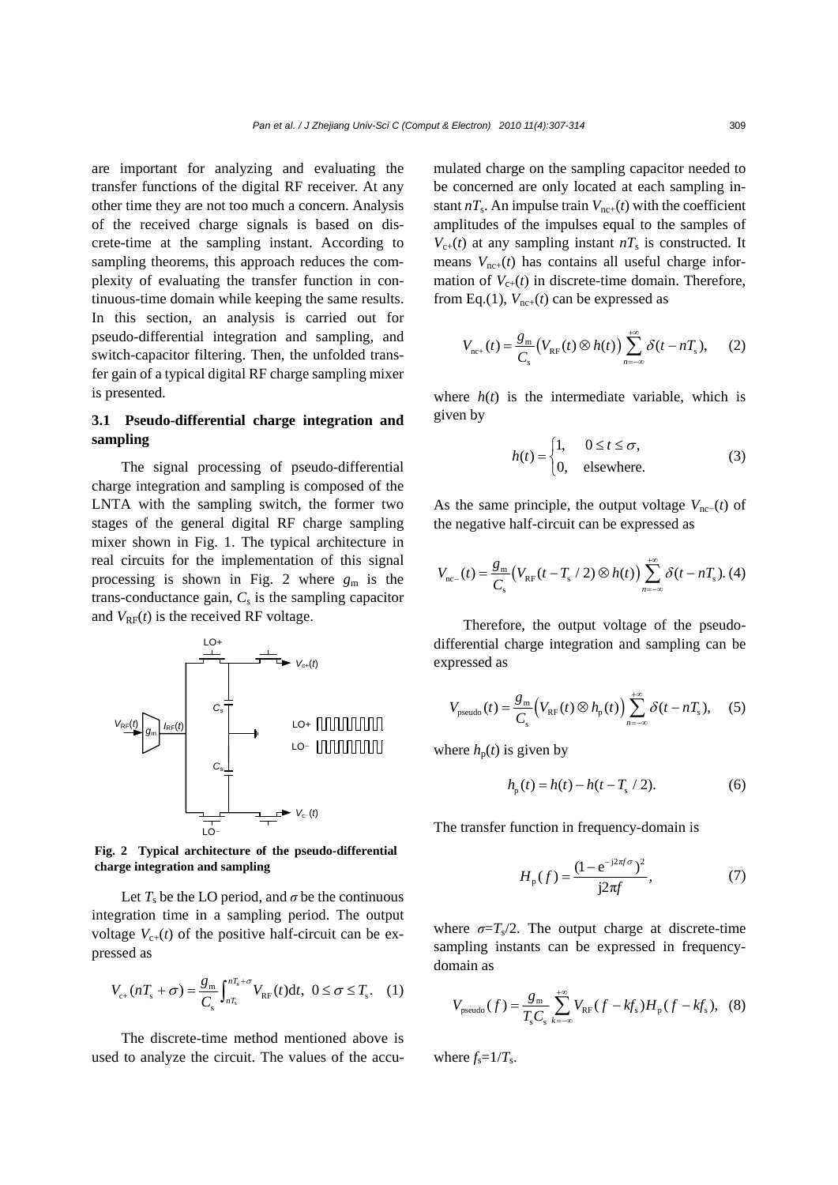are important for analyzing and evaluating the transfer functions of the digital RF receiver. At any other time they are not too much a concern. Analysis of the received charge signals is based on discrete-time at the sampling instant. According to sampling theorems, this approach reduces the complexity of evaluating the transfer function in continuous-time domain while keeping the same results. In this section, an analysis is carried out for pseudo-differential integration and sampling, and switch-capacitor filtering. Then, the unfolded transfer gain of a typical digital RF charge sampling mixer is presented.

### 3.1 Pseudo-differential charge integration and sampling

The signal processing of pseudo-differential charge integration and sampling is composed of the LNTA with the sampling switch, the former two stages of the general digital RF charge sampling mixer shown in Fig. 1. The typical architecture in real circuits for the implementation of this signal processing is shown in Fig. 2 where $g_{\rm m}$ is the trans-conductance gain, $C_{\rm s}$ is the sampling capacitor and $V_{\rm RF}(t)$ is the received RF voltage.

**Fig. 2 Typical architecture of the pseudo-differential charge integration and sampling**

Let $T_{\rm s}$ be the LO period, and $\sigma$ be the continuous integration time in a sampling period. The output voltage $V_{\rm c+}(t)$ of the positive half-circuit can be expressed as

$$V_{\rm c+}(nT_{\rm s}+\sigma)=\frac{g_{\rm m}}{C_{\rm s}}\int_{nT_{\rm s}}^{nT_{\rm s}+\sigma}V_{\rm RF}(t){\rm d}t,\ \ 0\le\sigma\le T_{\rm s}. \quad (1)$$

The discrete-time method mentioned above is used to analyze the circuit. The values of the accumulated charge on the sampling capacitor needed to be concerned are only located at each sampling instant $nT_{\rm s}$. An impulse train $V_{\rm nc+}(t)$ with the coefficient amplitudes of the impulses equal to the samples of $V_{\rm c+}(t)$ at any sampling instant $nT_{\rm s}$ is constructed. It means $V_{\rm nc+}(t)$ has contains all useful charge information of $V_{\rm c+}(t)$ in discrete-time domain. Therefore, from Eq.(1), $V_{\rm nc+}(t)$ can be expressed as

$$V_{\rm nc+}(t)=\frac{g_{\rm m}}{C_{\rm s}}\left(V_{\rm RF}(t)\otimes h(t)\right)\sum_{n=-\infty}^{+\infty}\delta(t-nT_{\rm s}), \quad (2)$$

where $h(t)$ is the intermediate variable, which is given by

$$h(t)=\begin{cases}1, & 0\le t\le\sigma,\\ 0, & \text{elsewhere.}\end{cases} \quad (3)$$

As the same principle, the output voltage $V_{\rm nc-}(t)$ of the negative half-circuit can be expressed as

$$V_{\rm nc-}(t)=\frac{g_{\rm m}}{C_{\rm s}}\left(V_{\rm RF}(t-T_{\rm s}/2)\otimes h(t)\right)\sum_{n=-\infty}^{+\infty}\delta(t-nT_{\rm s}). \quad (4)$$

Therefore, the output voltage of the pseudo-differential charge integration and sampling can be expressed as

$$V_{\rm pseudo}(t)=\frac{g_{\rm m}}{C_{\rm s}}\left(V_{\rm RF}(t)\otimes h_{\rm p}(t)\right)\sum_{n=-\infty}^{+\infty}\delta(t-nT_{\rm s}), \quad (5)$$

where $h_{\rm p}(t)$ is given by

$$h_{\rm p}(t)=h(t)-h(t-T_{\rm s}/2). \quad (6)$$

The transfer function in frequency-domain is

$$H_{\rm p}(f)=\frac{(1-{\rm e}^{-{\rm j}2\pi f\sigma})^2}{{\rm j}2\pi f}, \quad (7)$$

where $\sigma=T_{\rm s}/2$. The output charge at discrete-time sampling instants can be expressed in frequency-domain as

$$V_{\rm pseudo}(f)=\frac{g_{\rm m}}{T_{\rm s}C_{\rm s}}\sum_{k=-\infty}^{+\infty}V_{\rm RF}(f-kf_{\rm s})H_{\rm p}(f-kf_{\rm s}), \quad (8)$$

where $f_{\rm s}=1/T_{\rm s}$.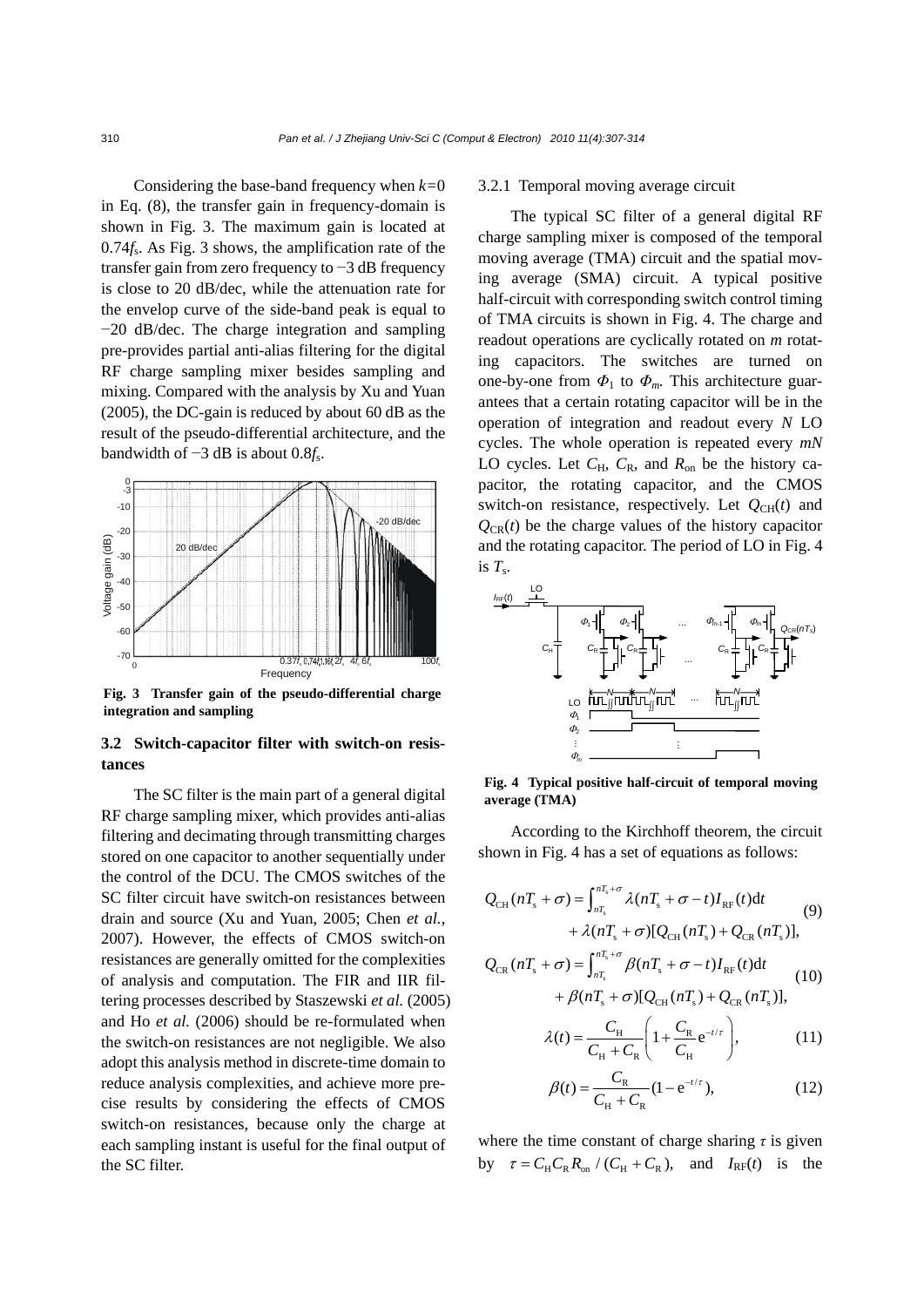Considering the base-band frequency when $k=0$ in Eq. (8), the transfer gain in frequency-domain is shown in Fig. 3. The maximum gain is located at $0.74f_s$. As Fig. 3 shows, the amplification rate of the transfer gain from zero frequency to −3 dB frequency is close to 20 dB/dec, while the attenuation rate for the envelop curve of the side-band peak is equal to −20 dB/dec. The charge integration and sampling pre-provides partial anti-alias filtering for the digital RF charge sampling mixer besides sampling and mixing. Compared with the analysis by Xu and Yuan (2005), the DC-gain is reduced by about 60 dB as the result of the pseudo-differential architecture, and the bandwidth of −3 dB is about $0.8f_s$.

**Fig. 3 Transfer gain of the pseudo-differential charge integration and sampling**

## 3.2 Switch-capacitor filter with switch-on resistances

The SC filter is the main part of a general digital RF charge sampling mixer, which provides anti-alias filtering and decimating through transmitting charges stored on one capacitor to another sequentially under the control of the DCU. The CMOS switches of the SC filter circuit have switch-on resistances between drain and source (Xu and Yuan, 2005; Chen *et al.*, 2007). However, the effects of CMOS switch-on resistances are generally omitted for the complexities of analysis and computation. The FIR and IIR filtering processes described by Staszewski *et al.* (2005) and Ho *et al.* (2006) should be re-formulated when the switch-on resistances are not negligible. We also adopt this analysis method in discrete-time domain to reduce analysis complexities, and achieve more precise results by considering the effects of CMOS switch-on resistances, because only the charge at each sampling instant is useful for the final output of the SC filter.

### 3.2.1 Temporal moving average circuit

The typical SC filter of a general digital RF charge sampling mixer is composed of the temporal moving average (TMA) circuit and the spatial moving average (SMA) circuit. A typical positive half-circuit with corresponding switch control timing of TMA circuits is shown in Fig. 4. The charge and readout operations are cyclically rotated on $m$ rotating capacitors. The switches are turned on one-by-one from $\Phi_1$ to $\Phi_m$. This architecture guarantees that a certain rotating capacitor will be in the operation of integration and readout every $N$ LO cycles. The whole operation is repeated every $mN$ LO cycles. Let $C_H$, $C_R$, and $R_{on}$ be the history capacitor, the rotating capacitor, and the CMOS switch-on resistance, respectively. Let $Q_{CH}(t)$ and $Q_{CR}(t)$ be the charge values of the history capacitor and the rotating capacitor. The period of LO in Fig. 4 is $T_s$.

**Fig. 4 Typical positive half-circuit of temporal moving average (TMA)**

According to the Kirchhoff theorem, the circuit shown in Fig. 4 has a set of equations as follows:

$$Q_{CH}(nT_s+\sigma)=\int_{nT_s}^{nT_s+\sigma}\lambda(nT_s+\sigma-t)I_{RF}(t)\mathrm{d}t+\lambda(nT_s+\sigma)[Q_{CH}(nT_s)+Q_{CR}(nT_s)], \quad (9)$$

$$Q_{CR}(nT_s+\sigma)=\int_{nT_s}^{nT_s+\sigma}\beta(nT_s+\sigma-t)I_{RF}(t)\mathrm{d}t+\beta(nT_s+\sigma)[Q_{CH}(nT_s)+Q_{CR}(nT_s)], \quad (10)$$

$$\lambda(t)=\frac{C_H}{C_H+C_R}\left(1+\frac{C_R}{C_H}\mathrm{e}^{-t/\tau}\right), \quad (11)$$

$$\beta(t)=\frac{C_R}{C_H+C_R}(1-\mathrm{e}^{-t/\tau}), \quad (12)$$

where the time constant of charge sharing $\tau$ is given by $\tau=C_H C_R R_{on}/(C_H+C_R)$, and $I_{RF}(t)$ is the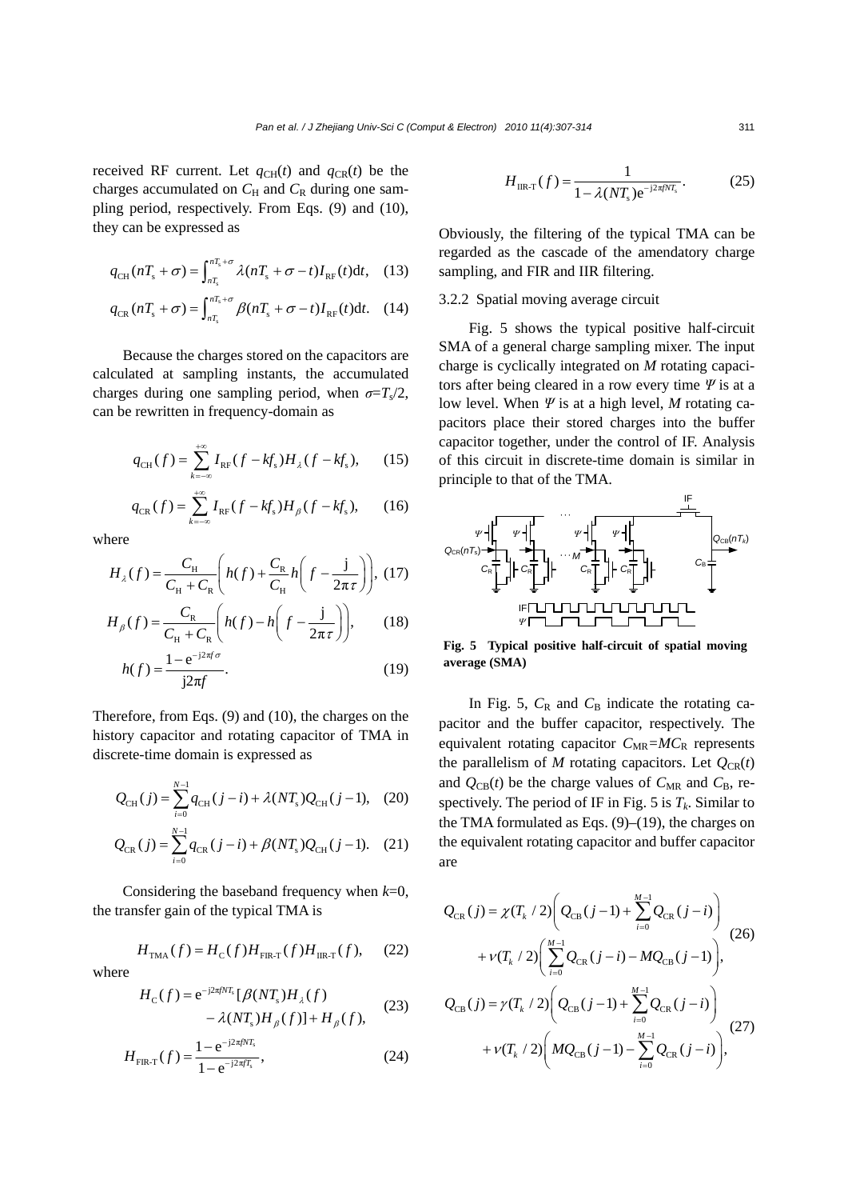received RF current. Let $q_{\rm CH}(t)$ and $q_{\rm CR}(t)$ be the charges accumulated on $C_{\rm H}$ and $C_{\rm R}$ during one sampling period, respectively. From Eqs. (9) and (10), they can be expressed as

$$q_{\rm CH}(nT_{\rm s}+\sigma)=\int_{nT_{\rm s}}^{nT_{\rm s}+\sigma}\lambda(nT_{\rm s}+\sigma-t)I_{\rm RF}(t){\rm d}t, \quad (13)$$

$$q_{\rm CR}(nT_{\rm s}+\sigma)=\int_{nT_{\rm s}}^{nT_{\rm s}+\sigma}\beta(nT_{\rm s}+\sigma-t)I_{\rm RF}(t){\rm d}t. \quad (14)$$

Because the charges stored on the capacitors are calculated at sampling instants, the accumulated charges during one sampling period, when $\sigma=T_{\rm s}/2$, can be rewritten in frequency-domain as

$$q_{\rm CH}(f)=\sum_{k=-\infty}^{+\infty}I_{\rm RF}(f-kf_{\rm s})H_{\lambda}(f-kf_{\rm s}), \quad (15)$$

$$q_{\rm CR}(f)=\sum_{k=-\infty}^{+\infty}I_{\rm RF}(f-kf_{\rm s})H_{\beta}(f-kf_{\rm s}), \quad (16)$$

where

$$H_{\lambda}(f)=\frac{C_{\rm H}}{C_{\rm H}+C_{\rm R}}\left(h(f)+\frac{C_{\rm R}}{C_{\rm H}}h\left(f-\frac{\rm j}{2\pi\tau}\right)\right), \quad (17)$$

$$H_{\beta}(f)=\frac{C_{\rm R}}{C_{\rm H}+C_{\rm R}}\left(h(f)-h\left(f-\frac{\rm j}{2\pi\tau}\right)\right), \quad (18)$$

$$h(f)=\frac{1-{\rm e}^{-{\rm j}2\pi f\sigma}}{{\rm j}2\pi f}. \quad (19)$$

Therefore, from Eqs. (9) and (10), the charges on the history capacitor and rotating capacitor of TMA in discrete-time domain is expressed as

$$Q_{\rm CH}(j)=\sum_{i=0}^{N-1}q_{\rm CH}(j-i)+\lambda(NT_{\rm s})Q_{\rm CH}(j-1), \quad (20)$$

$$Q_{\rm CR}(j)=\sum_{i=0}^{N-1}q_{\rm CR}(j-i)+\beta(NT_{\rm s})Q_{\rm CH}(j-1). \quad (21)$$

Considering the baseband frequency when $k$=0, the transfer gain of the typical TMA is

$$H_{\rm TMA}(f)=H_{\rm C}(f)H_{\rm FIR\text{-}T}(f)H_{\rm IIR\text{-}T}(f), \quad (22)$$

where

$$H_{\rm C}(f)={\rm e}^{-{\rm j}2\pi fNT_{\rm s}}[\beta(NT_{\rm s})H_{\lambda}(f)-\lambda(NT_{\rm s})H_{\beta}(f)]+H_{\beta}(f), \quad (23)$$

$$H_{\rm FIR\text{-}T}(f)=\frac{1-{\rm e}^{-{\rm j}2\pi fNT_{\rm s}}}{1-{\rm e}^{-{\rm j}2\pi fT_{\rm s}}}, \quad (24)$$

$$H_{\rm IIR\text{-}T}(f)=\frac{1}{1-\lambda(NT_{\rm s}){\rm e}^{-{\rm j}2\pi fNT_{\rm s}}}. \quad (25)$$

Obviously, the filtering of the typical TMA can be regarded as the cascade of the amendatory charge sampling, and FIR and IIR filtering.

### 3.2.2 Spatial moving average circuit

Fig. 5 shows the typical positive half-circuit SMA of a general charge sampling mixer. The input charge is cyclically integrated on $M$ rotating capacitors after being cleared in a row every time $\Psi$ is at a low level. When $\Psi$ is at a high level, $M$ rotating capacitors place their stored charges into the buffer capacitor together, under the control of IF. Analysis of this circuit in discrete-time domain is similar in principle to that of the TMA.

**Fig. 5 Typical positive half-circuit of spatial moving average (SMA)**

In Fig. 5, $C_{\rm R}$ and $C_{\rm B}$ indicate the rotating capacitor and the buffer capacitor, respectively. The equivalent rotating capacitor $C_{\rm MR}=MC_{\rm R}$ represents the parallelism of $M$ rotating capacitors. Let $Q_{\rm CR}(t)$ and $Q_{\rm CB}(t)$ be the charge values of $C_{\rm MR}$ and $C_{\rm B}$, respectively. The period of IF in Fig. 5 is $T_k$. Similar to the TMA formulated as Eqs. (9)–(19), the charges on the equivalent rotating capacitor and buffer capacitor are

$$Q_{\rm CR}(j)=\chi(T_k/2)\left(Q_{\rm CB}(j-1)+\sum_{i=0}^{M-1}Q_{\rm CR}(j-i)\right)+\nu(T_k/2)\left(\sum_{i=0}^{M-1}Q_{\rm CR}(j-i)-MQ_{\rm CB}(j-1)\right), \quad (26)$$

$$Q_{\rm CB}(j)=\gamma(T_k/2)\left(Q_{\rm CB}(j-1)+\sum_{i=0}^{M-1}Q_{\rm CR}(j-i)\right)+\nu(T_k/2)\left(MQ_{\rm CB}(j-1)-\sum_{i=0}^{M-1}Q_{\rm CR}(j-i)\right), \quad (27)$$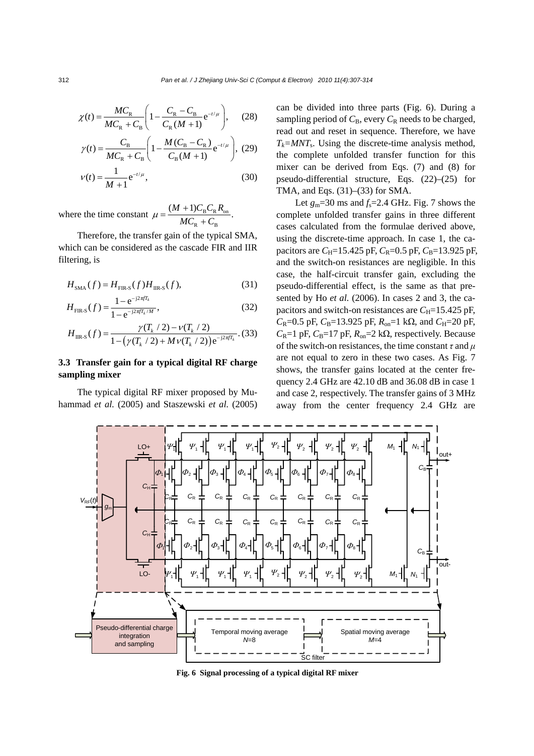$$\chi(t)=\frac{MC_{\mathrm{R}}}{MC_{\mathrm{R}}+C_{\mathrm{B}}}\left(1-\frac{C_{\mathrm{R}}-C_{\mathrm{B}}}{C_{\mathrm{R}}(M+1)}\mathrm{e}^{-t/\mu}\right), \quad (28)$$

$$\gamma(t)=\frac{C_{\mathrm{B}}}{MC_{\mathrm{R}}+C_{\mathrm{B}}}\left(1-\frac{M(C_{\mathrm{B}}-C_{\mathrm{R}})}{C_{\mathrm{B}}(M+1)}\mathrm{e}^{-t/\mu}\right), \quad (29)$$

$$\nu(t)=\frac{1}{M+1}\mathrm{e}^{-t/\mu}, \quad (30)$$

where the time constant $\mu=\dfrac{(M+1)C_{\mathrm{B}}C_{\mathrm{R}}R_{\mathrm{on}}}{MC_{\mathrm{R}}+C_{\mathrm{B}}}$.

Therefore, the transfer gain of the typical SMA, which can be considered as the cascade FIR and IIR filtering, is

$$H_{\mathrm{SMA}}(f)=H_{\mathrm{FIR\text{-}S}}(f)H_{\mathrm{IIR\text{-}S}}(f), \quad (31)$$

$$H_{\mathrm{FIR\text{-}S}}(f)=\frac{1-\mathrm{e}^{-\mathrm{j}2\pi fT_k}}{1-\mathrm{e}^{-\mathrm{j}2\pi fT_k/M}}, \quad (32)$$

$$H_{\mathrm{IIR\text{-}S}}(f)=\frac{\gamma(T_k/2)-\nu(T_k/2)}{1-\left(\gamma(T_k/2)+M\nu(T_k/2)\right)\mathrm{e}^{-\mathrm{j}2\pi fT_k}}. \quad (33)$$

### 3.3 Transfer gain for a typical digital RF charge sampling mixer

The typical digital RF mixer proposed by Muhammad *et al.* (2005) and Staszewski *et al.* (2005) can be divided into three parts (Fig. 6). During a sampling period of $C_{\mathrm{B}}$, every $C_{\mathrm{R}}$ needs to be charged, read out and reset in sequence. Therefore, we have $T_k=MNT_s$. Using the discrete-time analysis method, the complete unfolded transfer function for this mixer can be derived from Eqs. (7) and (8) for pseudo-differential structure, Eqs. (22)–(25) for TMA, and Eqs. (31)–(33) for SMA.

Let $g_{\mathrm{m}}$=30 ms and $f_{\mathrm{s}}$=2.4 GHz. Fig. 7 shows the complete unfolded transfer gains in three different cases calculated from the formulae derived above, using the discrete-time approach. In case 1, the capacitors are $C_{\mathrm{H}}$=15.425 pF, $C_{\mathrm{R}}$=0.5 pF, $C_{\mathrm{B}}$=13.925 pF, and the switch-on resistances are negligible. In this case, the half-circuit transfer gain, excluding the pseudo-differential effect, is the same as that presented by Ho *et al.* (2006). In cases 2 and 3, the capacitors and switch-on resistances are $C_{\mathrm{H}}$=15.425 pF, $C_{\mathrm{R}}$=0.5 pF, $C_{\mathrm{B}}$=13.925 pF, $R_{\mathrm{on}}$=1 kΩ, and $C_{\mathrm{H}}$=20 pF, $C_{\mathrm{R}}$=1 pF, $C_{\mathrm{B}}$=17 pF, $R_{\mathrm{on}}$=2 kΩ, respectively. Because of the switch-on resistances, the time constant $\tau$ and $\mu$ are not equal to zero in these two cases. As Fig. 7 shows, the transfer gains located at the center frequency 2.4 GHz are 42.10 dB and 36.08 dB in case 1 and case 2, respectively. The transfer gains of 3 MHz away from the center frequency 2.4 GHz are

**Fig. 6 Signal processing of a typical digital RF mixer**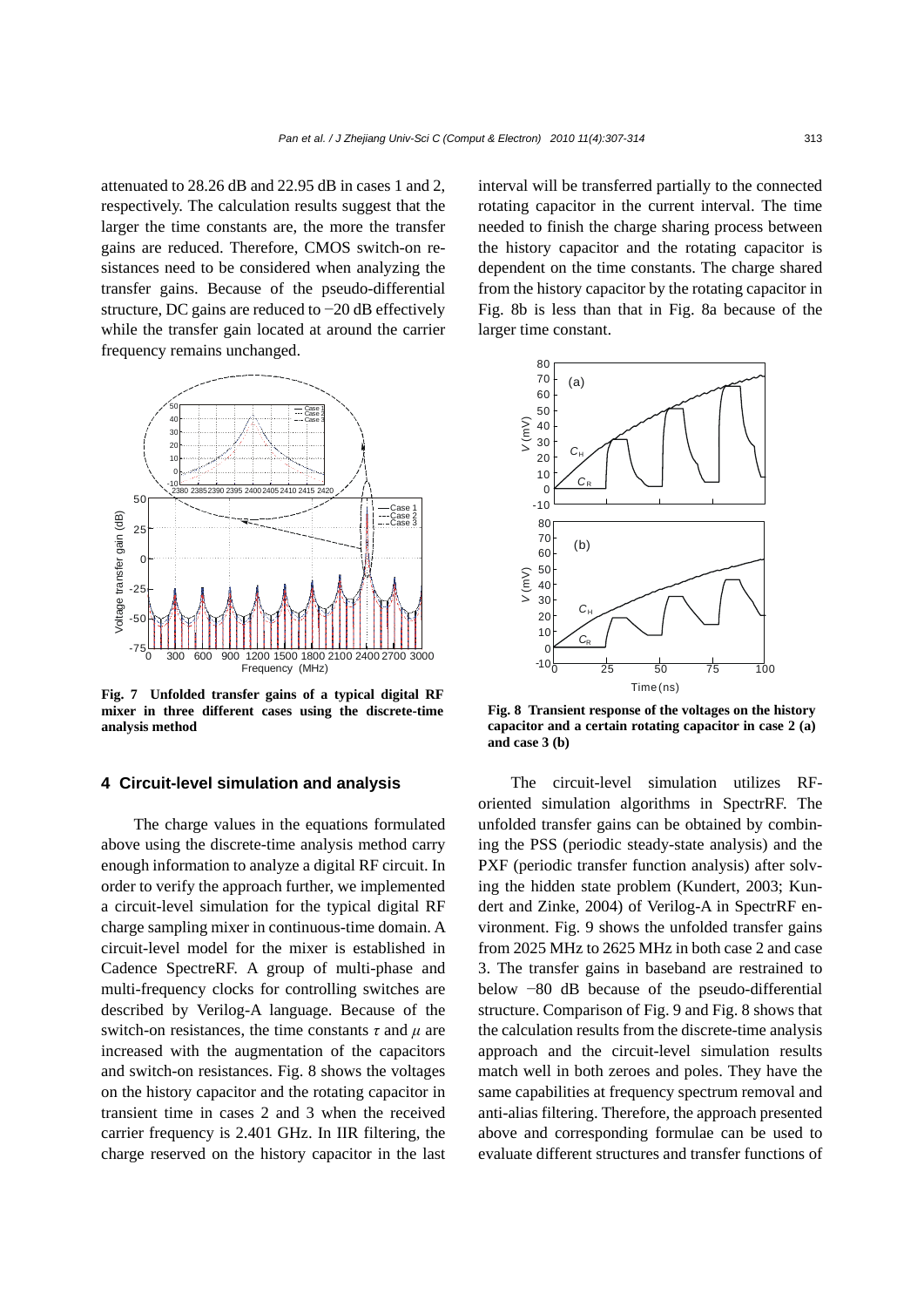attenuated to 28.26 dB and 22.95 dB in cases 1 and 2, respectively. The calculation results suggest that the larger the time constants are, the more the transfer gains are reduced. Therefore, CMOS switch-on resistances need to be considered when analyzing the transfer gains. Because of the pseudo-differential structure, DC gains are reduced to −20 dB effectively while the transfer gain located at around the carrier frequency remains unchanged.

**Fig. 7 Unfolded transfer gains of a typical digital RF mixer in three different cases using the discrete-time analysis method**

## 4 Circuit-level simulation and analysis

The charge values in the equations formulated above using the discrete-time analysis method carry enough information to analyze a digital RF circuit. In order to verify the approach further, we implemented a circuit-level simulation for the typical digital RF charge sampling mixer in continuous-time domain. A circuit-level model for the mixer is established in Cadence SpectreRF. A group of multi-phase and multi-frequency clocks for controlling switches are described by Verilog-A language. Because of the switch-on resistances, the time constants $\tau$ and $\mu$ are increased with the augmentation of the capacitors and switch-on resistances. Fig. 8 shows the voltages on the history capacitor and the rotating capacitor in transient time in cases 2 and 3 when the received carrier frequency is 2.401 GHz. In IIR filtering, the charge reserved on the history capacitor in the last interval will be transferred partially to the connected rotating capacitor in the current interval. The time needed to finish the charge sharing process between the history capacitor and the rotating capacitor is dependent on the time constants. The charge shared from the history capacitor by the rotating capacitor in Fig. 8b is less than that in Fig. 8a because of the larger time constant.

**Fig. 8 Transient response of the voltages on the history capacitor and a certain rotating capacitor in case 2 (a) and case 3 (b)**

The circuit-level simulation utilizes RF-oriented simulation algorithms in SpectrRF. The unfolded transfer gains can be obtained by combining the PSS (periodic steady-state analysis) and the PXF (periodic transfer function analysis) after solving the hidden state problem (Kundert, 2003; Kundert and Zinke, 2004) of Verilog-A in SpectrRF environment. Fig. 9 shows the unfolded transfer gains from 2025 MHz to 2625 MHz in both case 2 and case 3. The transfer gains in baseband are restrained to below −80 dB because of the pseudo-differential structure. Comparison of Fig. 9 and Fig. 8 shows that the calculation results from the discrete-time analysis approach and the circuit-level simulation results match well in both zeroes and poles. They have the same capabilities at frequency spectrum removal and anti-alias filtering. Therefore, the approach presented above and corresponding formulae can be used to evaluate different structures and transfer functions of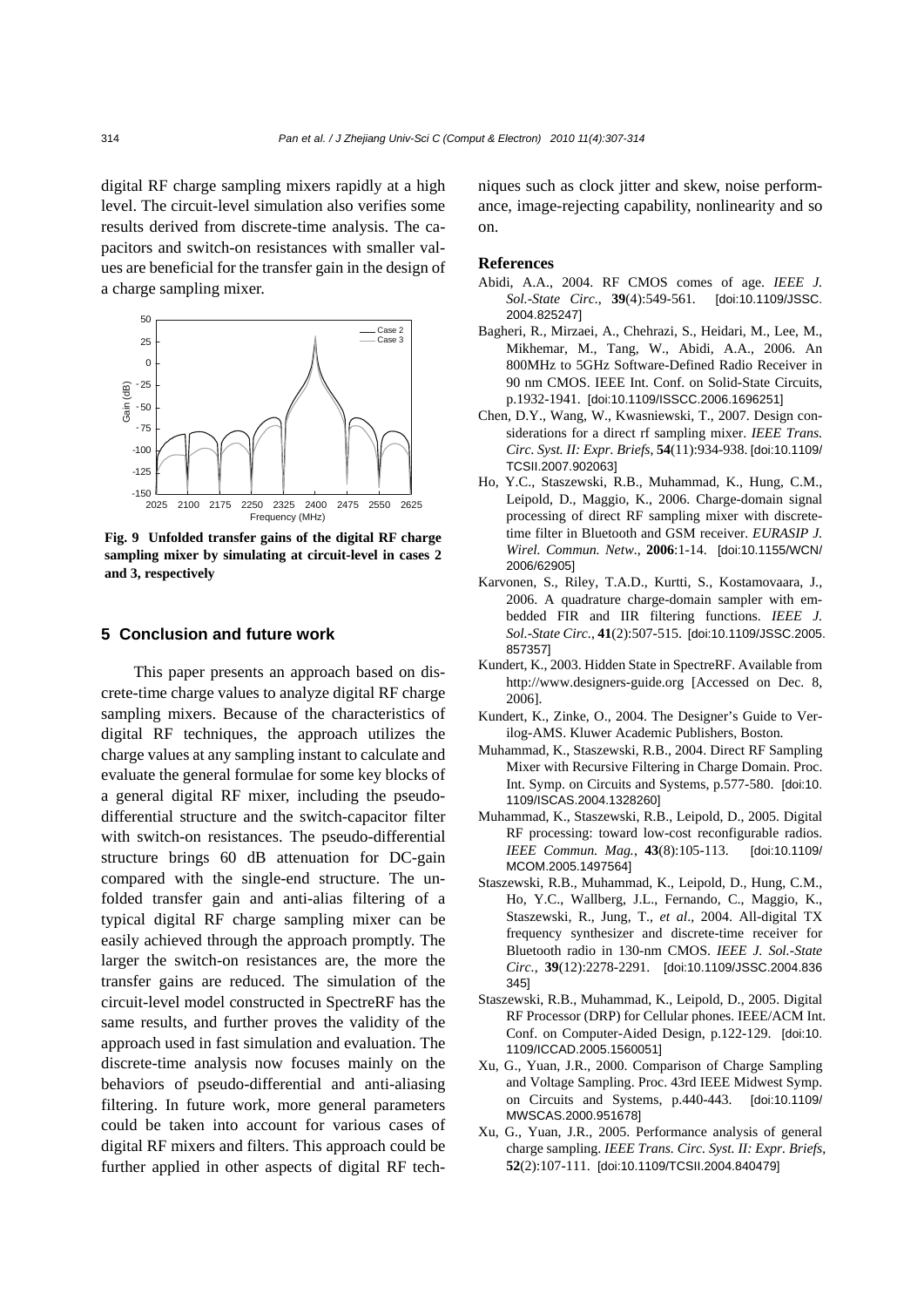digital RF charge sampling mixers rapidly at a high level. The circuit-level simulation also verifies some results derived from discrete-time analysis. The capacitors and switch-on resistances with smaller values are beneficial for the transfer gain in the design of a charge sampling mixer.

50
25
0
-25
-50
-75
-100
-125
-150
Gain (dB)
2025 2100 2175 2250 2325 2400 2475 2550 2625
Frequency (MHz)
Case 2
Case 3

**Fig. 9 Unfolded transfer gains of the digital RF charge sampling mixer by simulating at circuit-level in cases 2 and 3, respectively**

## 5 Conclusion and future work

This paper presents an approach based on discrete-time charge values to analyze digital RF charge sampling mixers. Because of the characteristics of digital RF techniques, the approach utilizes the charge values at any sampling instant to calculate and evaluate the general formulae for some key blocks of a general digital RF mixer, including the pseudo-differential structure and the switch-capacitor filter with switch-on resistances. The pseudo-differential structure brings 60 dB attenuation for DC-gain compared with the single-end structure. The unfolded transfer gain and anti-alias filtering of a typical digital RF charge sampling mixer can be easily achieved through the approach promptly. The larger the switch-on resistances are, the more the transfer gains are reduced. The simulation of the circuit-level model constructed in SpectreRF has the same results, and further proves the validity of the approach used in fast simulation and evaluation. The discrete-time analysis now focuses mainly on the behaviors of pseudo-differential and anti-aliasing filtering. In future work, more general parameters could be taken into account for various cases of digital RF mixers and filters. This approach could be further applied in other aspects of digital RF techniques such as clock jitter and skew, noise performance, image-rejecting capability, nonlinearity and so on.

## References

Abidi, A.A., 2004. RF CMOS comes of age. *IEEE J. Sol.-State Circ.*, **39**(4):549-561. [doi:10.1109/JSSC.2004.825247]

Bagheri, R., Mirzaei, A., Chehrazi, S., Heidari, M., Lee, M., Mikhemar, M., Tang, W., Abidi, A.A., 2006. An 800MHz to 5GHz Software-Defined Radio Receiver in 90 nm CMOS. IEEE Int. Conf. on Solid-State Circuits, p.1932-1941. [doi:10.1109/ISSCC.2006.1696251]

Chen, D.Y., Wang, W., Kwasniewski, T., 2007. Design considerations for a direct rf sampling mixer. *IEEE Trans. Circ. Syst. II: Expr. Briefs*, **54**(11):934-938. [doi:10.1109/TCSII.2007.902063]

Ho, Y.C., Staszewski, R.B., Muhammad, K., Hung, C.M., Leipold, D., Maggio, K., 2006. Charge-domain signal processing of direct RF sampling mixer with discrete-time filter in Bluetooth and GSM receiver. *EURASIP J. Wirel. Commun. Netw.*, **2006**:1-14. [doi:10.1155/WCN/2006/62905]

Karvonen, S., Riley, T.A.D., Kurtti, S., Kostamovaara, J., 2006. A quadrature charge-domain sampler with embedded FIR and IIR filtering functions. *IEEE J. Sol.-State Circ.*, **41**(2):507-515. [doi:10.1109/JSSC.2005.857357]

Kundert, K., 2003. Hidden State in SpectreRF. Available from http://www.designers-guide.org [Accessed on Dec. 8, 2006].

Kundert, K., Zinke, O., 2004. The Designer's Guide to Verilog-AMS. Kluwer Academic Publishers, Boston.

Muhammad, K., Staszewski, R.B., 2004. Direct RF Sampling Mixer with Recursive Filtering in Charge Domain. Proc. Int. Symp. on Circuits and Systems, p.577-580. [doi:10.1109/ISCAS.2004.1328260]

Muhammad, K., Staszewski, R.B., Leipold, D., 2005. Digital RF processing: toward low-cost reconfigurable radios. *IEEE Commun. Mag.*, **43**(8):105-113. [doi:10.1109/MCOM.2005.1497564]

Staszewski, R.B., Muhammad, K., Leipold, D., Hung, C.M., Ho, Y.C., Wallberg, J.L., Fernando, C., Maggio, K., Staszewski, R., Jung, T., *et al.*, 2004. All-digital TX frequency synthesizer and discrete-time receiver for Bluetooth radio in 130-nm CMOS. *IEEE J. Sol.-State Circ.*, **39**(12):2278-2291. [doi:10.1109/JSSC.2004.836345]

Staszewski, R.B., Muhammad, K., Leipold, D., 2005. Digital RF Processor (DRP) for Cellular phones. IEEE/ACM Int. Conf. on Computer-Aided Design, p.122-129. [doi:10.1109/ICCAD.2005.1560051]

Xu, G., Yuan, J.R., 2000. Comparison of Charge Sampling and Voltage Sampling. Proc. 43rd IEEE Midwest Symp. on Circuits and Systems, p.440-443. [doi:10.1109/MWSCAS.2000.951678]

Xu, G., Yuan, J.R., 2005. Performance analysis of general charge sampling. *IEEE Trans. Circ. Syst. II: Expr. Briefs*, **52**(2):107-111. [doi:10.1109/TCSII.2004.840479]